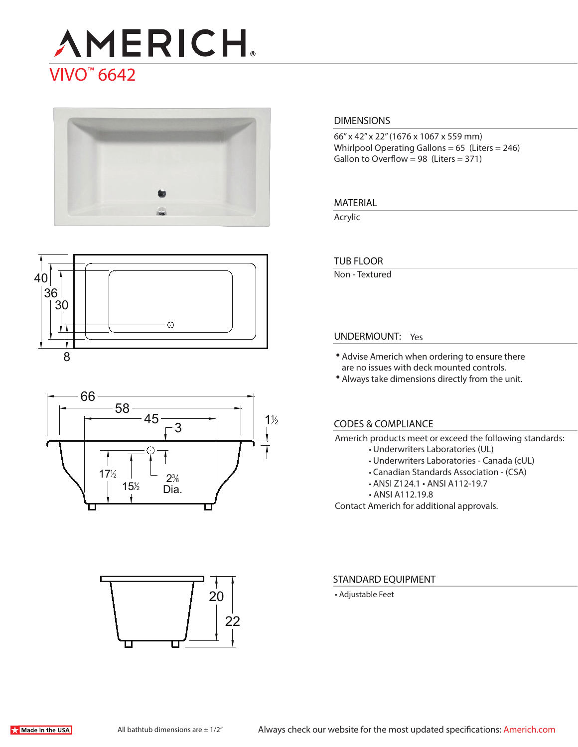# AMERICH®

## VIVO™ 6642

### DIMENSIONS

66" x 42" x 22" (1676 x 1067 x 559 mm)
Whirlpool Operating Gallons = 65 (Liters = 246)
Gallon to Overflow = 98 (Liters = 371)

### MATERIAL

Acrylic

### TUB FLOOR

Non - Textured

### UNDERMOUNT: Yes

- Advise Americh when ordering to ensure there are no issues with deck mounted controls.
- Always take dimensions directly from the unit.

### CODES & COMPLIANCE

Americh products meet or exceed the following standards:

- Underwriters Laboratories (UL)
- Underwriters Laboratories - Canada (cUL)
- Canadian Standards Association - (CSA)
- ANSI Z124.1 • ANSI A112-19.7
- ANSI A112.19.8

Contact Americh for additional approvals.

### STANDARD EQUIPMENT

- Adjustable Feet

Made in the USA

All bathtub dimensions are ± 1/2"

Always check our website for the most updated specifications: Americh.com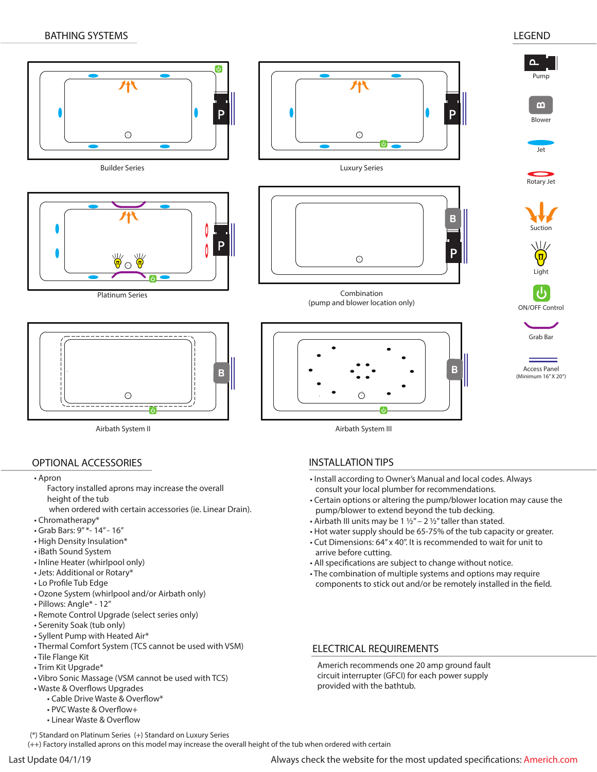## BATHING SYSTEMS

Builder Series

Luxury Series

Platinum Series

Combination
(pump and blower location only)

Airbath System II

Airbath System III

## LEGEND

Pump

Blower

Jet

Rotary Jet

Suction

Light

ON/OFF Control

Grab Bar

Access Panel
(Minimum 16" X 20")

## OPTIONAL ACCESSORIES

- Apron
  Factory installed aprons may increase the overall height of the tub when ordered with certain accessories (ie. Linear Drain).
- Chromatherapy*
- Grab Bars: 9"*- 14" - 16"
- High Density Insulation*
- iBath Sound System
- Inline Heater (whirlpool only)
- Jets: Additional or Rotary*
- Lo Profile Tub Edge
- Ozone System (whirlpool and/or Airbath only)
- Pillows: Angle* - 12"
- Remote Control Upgrade (select series only)
- Serenity Soak (tub only)
- Syllent Pump with Heated Air*
- Thermal Comfort System (TCS cannot be used with VSM)
- Tile Flange Kit
- Trim Kit Upgrade*
- Vibro Sonic Massage (VSM cannot be used with TCS)
- Waste & Overflows Upgrades
  - Cable Drive Waste & Overflow*
  - PVC Waste & Overflow+
  - Linear Waste & Overflow

## INSTALLATION TIPS

- Install according to Owner's Manual and local codes. Always consult your local plumber for recommendations.
- Certain options or altering the pump/blower location may cause the pump/blower to extend beyond the tub decking.
- Airbath III units may be 1 ½" – 2 ½" taller than stated.
- Hot water supply should be 65-75% of the tub capacity or greater.
- Cut Dimensions: 64" x 40". It is recommended to wait for unit to arrive before cutting.
- All specifications are subject to change without notice.
- The combination of multiple systems and options may require components to stick out and/or be remotely installed in the field.

## ELECTRICAL REQUIREMENTS

Americh recommends one 20 amp ground fault circuit interrupter (GFCI) for each power supply provided with the bathtub.

(*) Standard on Platinum Series (+) Standard on Luxury Series
(++) Factory installed aprons on this model may increase the overall height of the tub when ordered with certain

Last Update 04/1/19

Always check the website for the most updated specifications: Americh.com